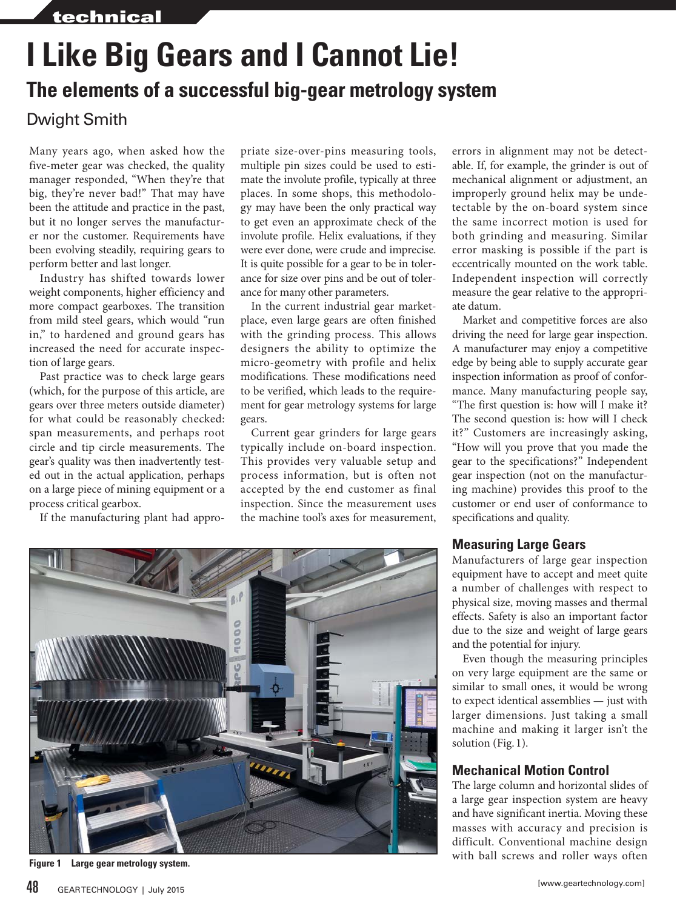# I Like Big Gears and I Cannot Lie!

## The elements of a successful big-gear metrology system

Dwight Smith

Many years ago, when asked how the five-meter gear was checked, the quality manager responded, "When they're that big, they're never bad!" That may have been the attitude and practice in the past, but it no longer serves the manufacturer nor the customer. Requirements have been evolving steadily, requiring gears to perform better and last longer.

Industry has shifted towards lower weight components, higher efficiency and more compact gearboxes. The transition from mild steel gears, which would "run in," to hardened and ground gears has increased the need for accurate inspection of large gears.

Past practice was to check large gears (which, for the purpose of this article, are gears over three meters outside diameter) for what could be reasonably checked: span measurements, and perhaps root circle and tip circle measurements. The gear's quality was then inadvertently tested out in the actual application, perhaps on a large piece of mining equipment or a process critical gearbox.

If the manufacturing plant had appropriate size-over-pins measuring tools, multiple pin sizes could be used to estimate the involute profile, typically at three places. In some shops, this methodology may have been the only practical way to get even an approximate check of the involute profile. Helix evaluations, if they were ever done, were crude and imprecise. It is quite possible for a gear to be in tolerance for size over pins and be out of tolerance for many other parameters.

In the current industrial gear marketplace, even large gears are often finished with the grinding process. This allows designers the ability to optimize the micro-geometry with profile and helix modifications. These modifications need to be verified, which leads to the requirement for gear metrology systems for large gears.

Current gear grinders for large gears typically include on-board inspection. This provides very valuable setup and process information, but is often not accepted by the end customer as final inspection. Since the measurement uses the machine tool's axes for measurement, errors in alignment may not be detectable. If, for example, the grinder is out of mechanical alignment or adjustment, an improperly ground helix may be undetectable by the on-board system since the same incorrect motion is used for both grinding and measuring. Similar error masking is possible if the part is eccentrically mounted on the work table. Independent inspection will correctly measure the gear relative to the appropriate datum.

Market and competitive forces are also driving the need for large gear inspection. A manufacturer may enjoy a competitive edge by being able to supply accurate gear inspection information as proof of conformance. Many manufacturing people say, "The first question is: how will I make it? The second question is: how will I check it?" Customers are increasingly asking, "How will you prove that you made the gear to the specifications?" Independent gear inspection (not on the manufacturing machine) provides this proof to the customer or end user of conformance to specifications and quality.

### Measuring Large Gears

Manufacturers of large gear inspection equipment have to accept and meet quite a number of challenges with respect to physical size, moving masses and thermal effects. Safety is also an important factor due to the size and weight of large gears and the potential for injury.

Even though the measuring principles on very large equipment are the same or similar to small ones, it would be wrong to expect identical assemblies — just with larger dimensions. Just taking a small machine and making it larger isn't the solution (Fig. 1).

**Figure 1** Large gear metrology system.

### Mechanical Motion Control

The large column and horizontal slides of a large gear inspection system are heavy and have significant inertia. Moving these masses with accuracy and precision is difficult. Conventional machine design with ball screws and roller ways often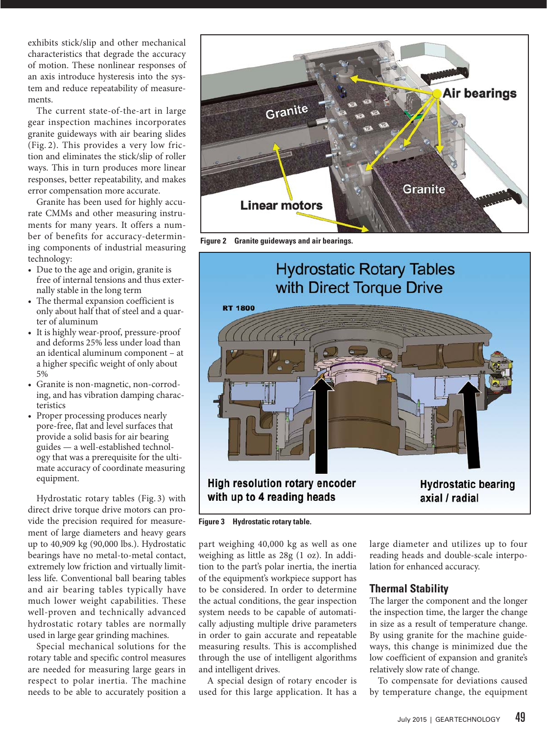exhibits stick/slip and other mechanical characteristics that degrade the accuracy of motion. These nonlinear responses of an axis introduce hysteresis into the system and reduce repeatability of measurements.

The current state-of-the-art in large gear inspection machines incorporates granite guideways with air bearing slides (Fig. 2). This provides a very low friction and eliminates the stick/slip of roller ways. This in turn produces more linear responses, better repeatability, and makes error compensation more accurate.

Granite has been used for highly accurate CMMs and other measuring instruments for many years. It offers a number of benefits for accuracy-determining components of industrial measuring technology:

- Due to the age and origin, granite is free of internal tensions and thus externally stable in the long term
- The thermal expansion coefficient is only about half that of steel and a quarter of aluminum
- It is highly wear-proof, pressure-proof and deforms 25% less under load than an identical aluminum component – at a higher specific weight of only about 5%
- Granite is non-magnetic, non-corroding, and has vibration damping characteristics
- Proper processing produces nearly pore-free, flat and level surfaces that provide a solid basis for air bearing guides — a well-established technology that was a prerequisite for the ultimate accuracy of coordinate measuring equipment.

Hydrostatic rotary tables (Fig. 3) with direct drive torque drive motors can provide the precision required for measurement of large diameters and heavy gears up to 40,909 kg (90,000 lbs.). Hydrostatic bearings have no metal-to-metal contact, extremely low friction and virtually limitless life. Conventional ball bearing tables and air bearing tables typically have much lower weight capabilities. These well-proven and technically advanced hydrostatic rotary tables are normally used in large gear grinding machines.

Special mechanical solutions for the rotary table and specific control measures are needed for measuring large gears in respect to polar inertia. The machine needs to be able to accurately position a part weighing 40,000 kg as well as one weighing as little as 28g (1 oz). In addition to the part's polar inertia, the inertia of the equipment's workpiece support has to be considered. In order to determine the actual conditions, the gear inspection system needs to be capable of automatically adjusting multiple drive parameters in order to gain accurate and repeatable measuring results. This is accomplished through the use of intelligent algorithms and intelligent drives.

A special design of rotary encoder is used for this large application. It has a large diameter and utilizes up to four reading heads and double-scale interpolation for enhanced accuracy.

Figure 2 Granite guideways and air bearings.

Figure 3 Hydrostatic rotary table.

### Thermal Stability

The larger the component and the longer the inspection time, the larger the change in size as a result of temperature change. By using granite for the machine guideways, this change is minimized due the low coefficient of expansion and granite's relatively slow rate of change.

To compensate for deviations caused by temperature change, the equipment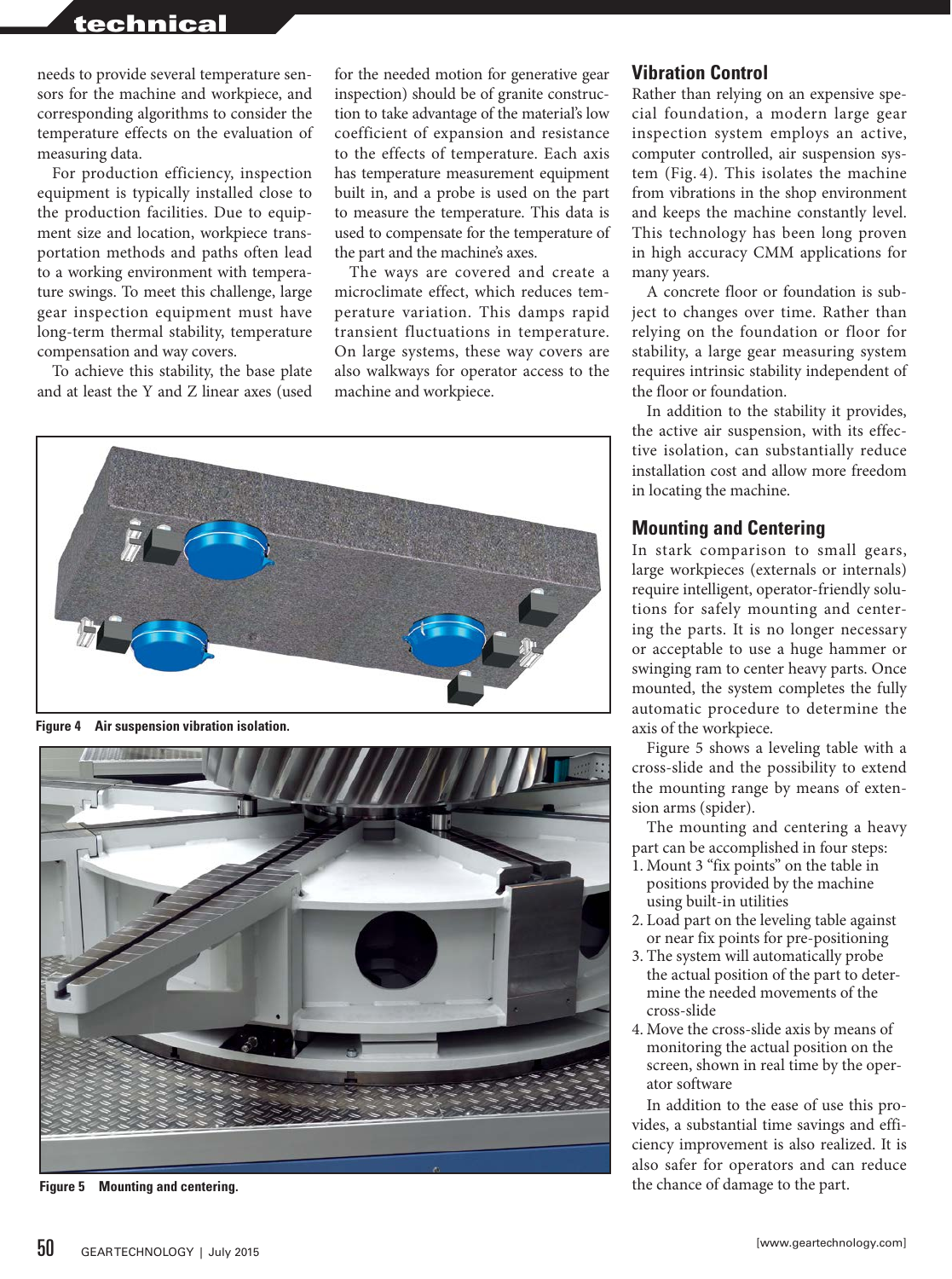needs to provide several temperature sensors for the machine and workpiece, and corresponding algorithms to consider the temperature effects on the evaluation of measuring data.

For production efficiency, inspection equipment is typically installed close to the production facilities. Due to equipment size and location, workpiece transportation methods and paths often lead to a working environment with temperature swings. To meet this challenge, large gear inspection equipment must have long-term thermal stability, temperature compensation and way covers.

To achieve this stability, the base plate and at least the Y and Z linear axes (used for the needed motion for generative gear inspection) should be of granite construction to take advantage of the material's low coefficient of expansion and resistance to the effects of temperature. Each axis has temperature measurement equipment built in, and a probe is used on the part to measure the temperature. This data is used to compensate for the temperature of the part and the machine's axes.

The ways are covered and create a microclimate effect, which reduces temperature variation. This damps rapid transient fluctuations in temperature. On large systems, these way covers are also walkways for operator access to the machine and workpiece.

**Figure 4** Air suspension vibration isolation.

**Figure 5** Mounting and centering.

## Vibration Control

Rather than relying on an expensive special foundation, a modern large gear inspection system employs an active, computer controlled, air suspension system (Fig. 4). This isolates the machine from vibrations in the shop environment and keeps the machine constantly level. This technology has been long proven in high accuracy CMM applications for many years.

A concrete floor or foundation is subject to changes over time. Rather than relying on the foundation or floor for stability, a large gear measuring system requires intrinsic stability independent of the floor or foundation.

In addition to the stability it provides, the active air suspension, with its effective isolation, can substantially reduce installation cost and allow more freedom in locating the machine.

## Mounting and Centering

In stark comparison to small gears, large workpieces (externals or internals) require intelligent, operator-friendly solutions for safely mounting and centering the parts. It is no longer necessary or acceptable to use a huge hammer or swinging ram to center heavy parts. Once mounted, the system completes the fully automatic procedure to determine the axis of the workpiece.

Figure 5 shows a leveling table with a cross-slide and the possibility to extend the mounting range by means of extension arms (spider).

The mounting and centering a heavy part can be accomplished in four steps:

1. Mount 3 "fix points" on the table in positions provided by the machine using built-in utilities
2. Load part on the leveling table against or near fix points for pre-positioning
3. The system will automatically probe the actual position of the part to determine the needed movements of the cross-slide
4. Move the cross-slide axis by means of monitoring the actual position on the screen, shown in real time by the operator software

In addition to the ease of use this provides, a substantial time savings and efficiency improvement is also realized. It is also safer for operators and can reduce the chance of damage to the part.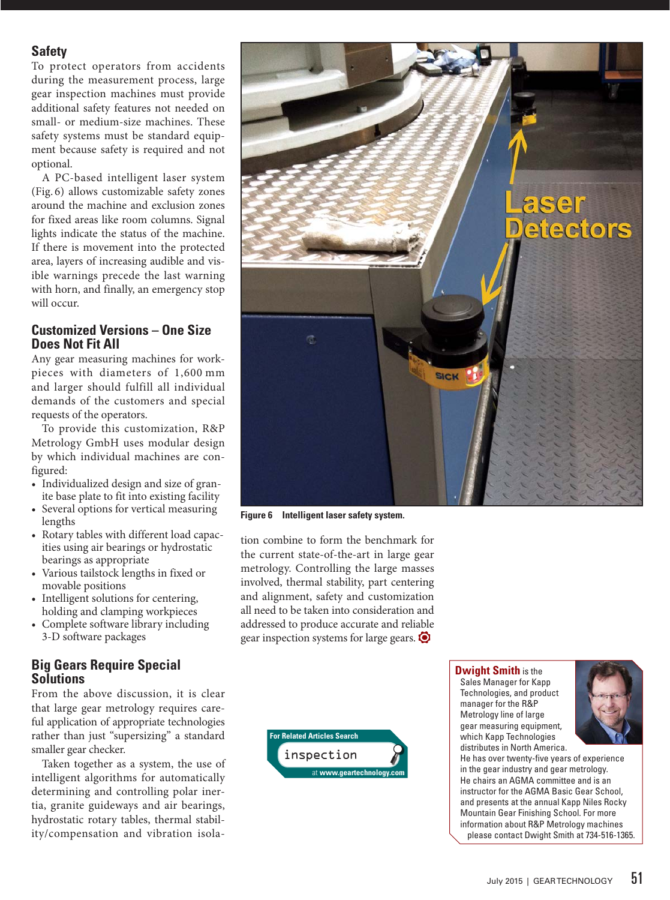## Safety

To protect operators from accidents during the measurement process, large gear inspection machines must provide additional safety features not needed on small- or medium-size machines. These safety systems must be standard equipment because safety is required and not optional.

A PC-based intelligent laser system (Fig. 6) allows customizable safety zones around the machine and exclusion zones for fixed areas like room columns. Signal lights indicate the status of the machine. If there is movement into the protected area, layers of increasing audible and visible warnings precede the last warning with horn, and finally, an emergency stop will occur.

## Customized Versions – One Size Does Not Fit All

Any gear measuring machines for workpieces with diameters of 1,600 mm and larger should fulfill all individual demands of the customers and special requests of the operators.

To provide this customization, R&P Metrology GmbH uses modular design by which individual machines are configured:

- Individualized design and size of granite base plate to fit into existing facility
- Several options for vertical measuring lengths
- Rotary tables with different load capacities using air bearings or hydrostatic bearings as appropriate
- Various tailstock lengths in fixed or movable positions
- Intelligent solutions for centering, holding and clamping workpieces
- Complete software library including 3-D software packages

## Big Gears Require Special Solutions

From the above discussion, it is clear that large gear metrology requires careful application of appropriate technologies rather than just "supersizing" a standard smaller gear checker.

Taken together as a system, the use of intelligent algorithms for automatically determining and controlling polar inertia, granite guideways and air bearings, hydrostatic rotary tables, thermal stability/compensation and vibration isolation combine to form the benchmark for the current state-of-the-art in large gear metrology. Controlling the large masses involved, thermal stability, part centering and alignment, safety and customization all need to be taken into consideration and addressed to produce accurate and reliable gear inspection systems for large gears.

Laser Detectors

**Figure 6** Intelligent laser safety system.

For Related Articles Search

inspection

at www.geartechnology.com

**Dwight Smith** is the Sales Manager for Kapp Technologies, and product manager for the R&P Metrology line of large gear measuring equipment, which Kapp Technologies distributes in North America. He has over twenty-five years of experience in the gear industry and gear metrology. He chairs an AGMA committee and is an instructor for the AGMA Basic Gear School, and presents at the annual Kapp Niles Rocky Mountain Gear Finishing School. For more information about R&P Metrology machines please contact Dwight Smith at 734-516-1365.